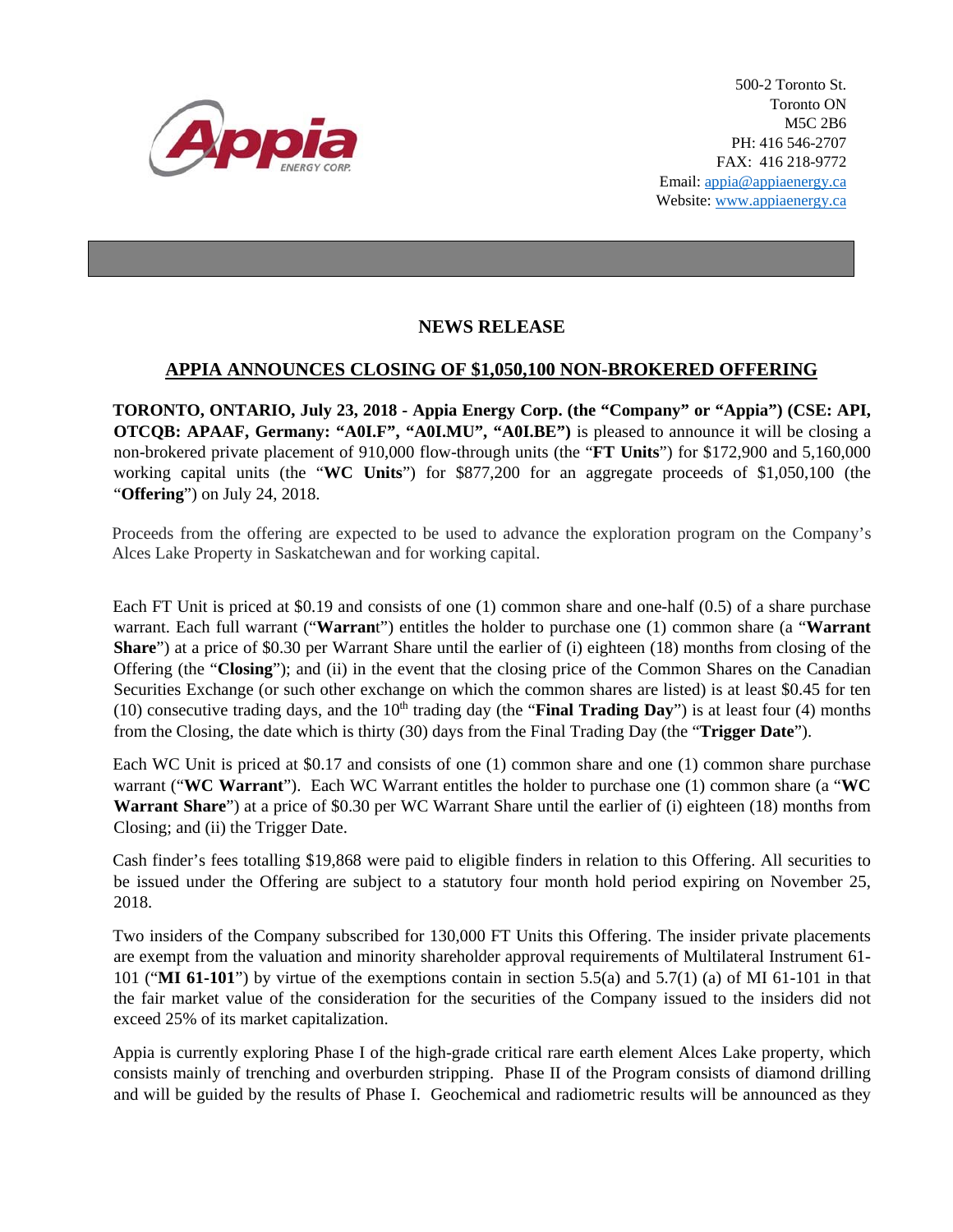500-2 Toronto St.
Toronto ON
M5C 2B6
PH: 416 546-2707
FAX: 416 218-9772
Email: appia@appiaenergy.ca
Website: www.appiaenergy.ca

# NEWS RELEASE

## APPIA ANNOUNCES CLOSING OF $1,050,100 NON-BROKERED OFFERING

**TORONTO, ONTARIO, July 23, 2018 - Appia Energy Corp. (the "Company" or "Appia") (CSE: API, OTCQB: APAAF, Germany: "A0I.F", "A0I.MU", "A0I.BE")** is pleased to announce it will be closing a non-brokered private placement of 910,000 flow-through units (the "**FT Units**") for $172,900 and 5,160,000 working capital units (the "**WC Units**") for $877,200 for an aggregate proceeds of $1,050,100 (the "**Offering**") on July 24, 2018.

Proceeds from the offering are expected to be used to advance the exploration program on the Company's Alces Lake Property in Saskatchewan and for working capital.

Each FT Unit is priced at $0.19 and consists of one (1) common share and one-half (0.5) of a share purchase warrant. Each full warrant ("**Warrant**") entitles the holder to purchase one (1) common share (a "**Warrant Share**") at a price of $0.30 per Warrant Share until the earlier of (i) eighteen (18) months from closing of the Offering (the "**Closing**"); and (ii) in the event that the closing price of the Common Shares on the Canadian Securities Exchange (or such other exchange on which the common shares are listed) is at least $0.45 for ten (10) consecutive trading days, and the 10th trading day (the "**Final Trading Day**") is at least four (4) months from the Closing, the date which is thirty (30) days from the Final Trading Day (the "**Trigger Date**").

Each WC Unit is priced at $0.17 and consists of one (1) common share and one (1) common share purchase warrant ("**WC Warrant**"). Each WC Warrant entitles the holder to purchase one (1) common share (a "**WC Warrant Share**") at a price of $0.30 per WC Warrant Share until the earlier of (i) eighteen (18) months from Closing; and (ii) the Trigger Date.

Cash finder's fees totalling $19,868 were paid to eligible finders in relation to this Offering. All securities to be issued under the Offering are subject to a statutory four month hold period expiring on November 25, 2018.

Two insiders of the Company subscribed for 130,000 FT Units this Offering. The insider private placements are exempt from the valuation and minority shareholder approval requirements of Multilateral Instrument 61-101 ("**MI 61-101**") by virtue of the exemptions contain in section 5.5(a) and 5.7(1) (a) of MI 61-101 in that the fair market value of the consideration for the securities of the Company issued to the insiders did not exceed 25% of its market capitalization.

Appia is currently exploring Phase I of the high-grade critical rare earth element Alces Lake property, which consists mainly of trenching and overburden stripping. Phase II of the Program consists of diamond drilling and will be guided by the results of Phase I. Geochemical and radiometric results will be announced as they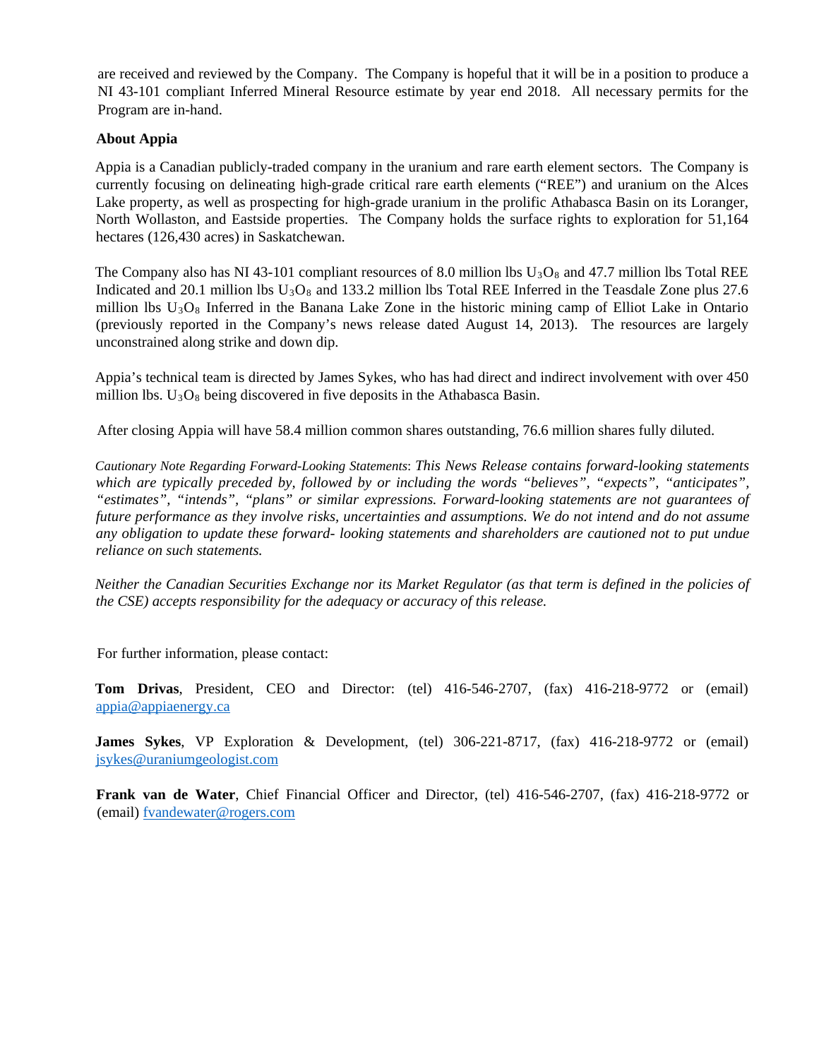are received and reviewed by the Company. The Company is hopeful that it will be in a position to produce a NI 43-101 compliant Inferred Mineral Resource estimate by year end 2018. All necessary permits for the Program are in-hand.

**About Appia**

Appia is a Canadian publicly-traded company in the uranium and rare earth element sectors. The Company is currently focusing on delineating high-grade critical rare earth elements ("REE") and uranium on the Alces Lake property, as well as prospecting for high-grade uranium in the prolific Athabasca Basin on its Loranger, North Wollaston, and Eastside properties. The Company holds the surface rights to exploration for 51,164 hectares (126,430 acres) in Saskatchewan.

The Company also has NI 43-101 compliant resources of 8.0 million lbs $U_3O_8$ and 47.7 million lbs Total REE Indicated and 20.1 million lbs $U_3O_8$ and 133.2 million lbs Total REE Inferred in the Teasdale Zone plus 27.6 million lbs $U_3O_8$ Inferred in the Banana Lake Zone in the historic mining camp of Elliot Lake in Ontario (previously reported in the Company's news release dated August 14, 2013). The resources are largely unconstrained along strike and down dip.

Appia's technical team is directed by James Sykes, who has had direct and indirect involvement with over 450 million lbs. $U_3O_8$ being discovered in five deposits in the Athabasca Basin.

After closing Appia will have 58.4 million common shares outstanding, 76.6 million shares fully diluted.

*Cautionary Note Regarding Forward-Looking Statements*: *This News Release contains forward-looking statements which are typically preceded by, followed by or including the words "believes", "expects", "anticipates", "estimates", "intends", "plans" or similar expressions. Forward-looking statements are not guarantees of future performance as they involve risks, uncertainties and assumptions. We do not intend and do not assume any obligation to update these forward- looking statements and shareholders are cautioned not to put undue reliance on such statements.*

*Neither the Canadian Securities Exchange nor its Market Regulator (as that term is defined in the policies of the CSE) accepts responsibility for the adequacy or accuracy of this release.*

For further information, please contact:

**Tom Drivas**, President, CEO and Director: (tel) 416-546-2707, (fax) 416-218-9772 or (email) appia@appiaenergy.ca

**James Sykes**, VP Exploration & Development, (tel) 306-221-8717, (fax) 416-218-9772 or (email) jsykes@uraniumgeologist.com

**Frank van de Water**, Chief Financial Officer and Director, (tel) 416-546-2707, (fax) 416-218-9772 or (email) fvandewater@rogers.com